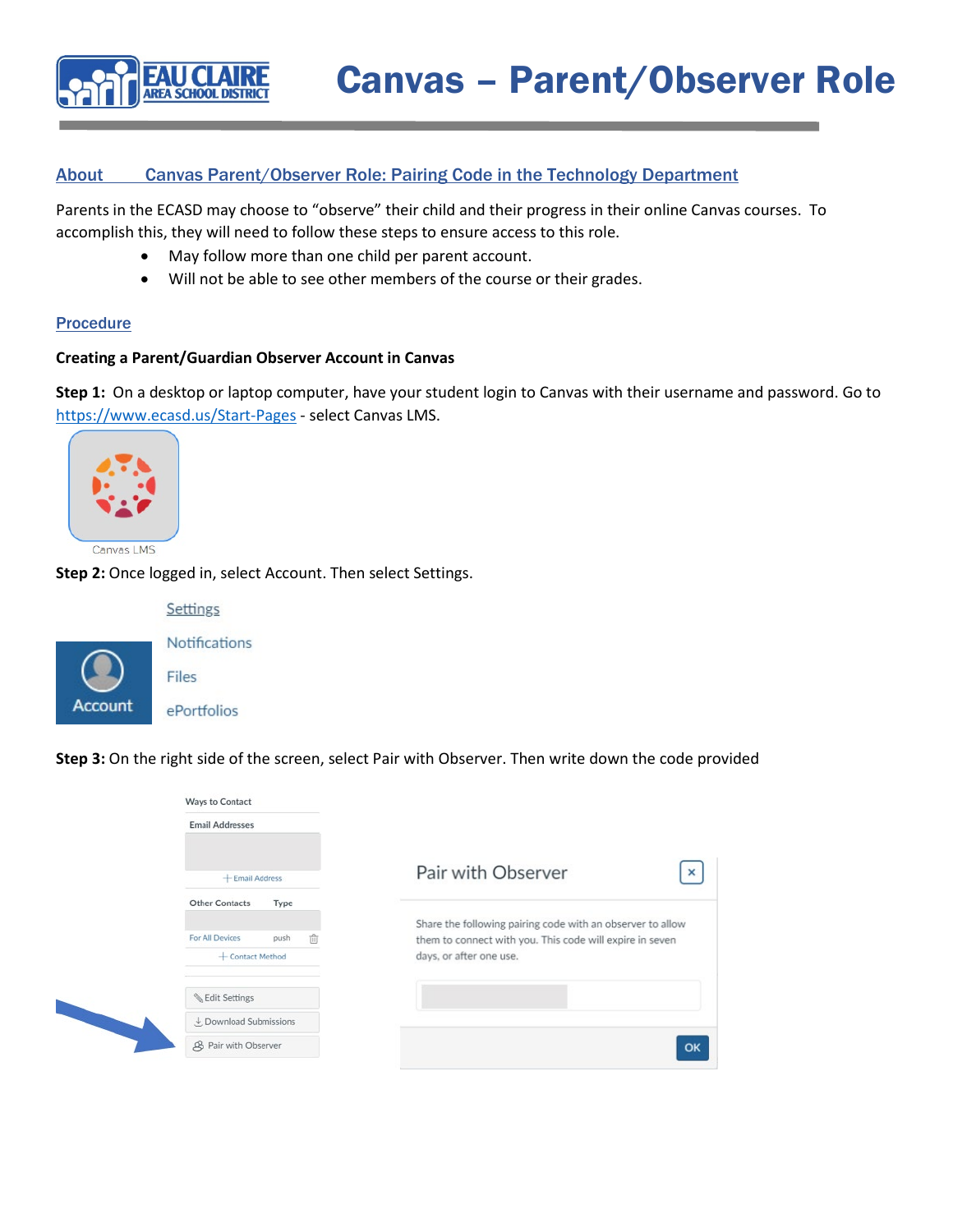# Canvas – Parent/Observer Role

## About    Canvas Parent/Observer Role: Pairing Code in the Technology Department

Parents in the ECASD may choose to "observe" their child and their progress in their online Canvas courses. To accomplish this, they will need to follow these steps to ensure access to this role.

- May follow more than one child per parent account.
- Will not be able to see other members of the course or their grades.

## Procedure

**Creating a Parent/Guardian Observer Account in Canvas**

**Step 1:** On a desktop or laptop computer, have your student login to Canvas with their username and password. Go to https://www.ecasd.us/Start-Pages - select Canvas LMS.

Canvas LMS

**Step 2:** Once logged in, select Account. Then select Settings.

Settings
Notifications
Files
ePortfolios

Account

**Step 3:** On the right side of the screen, select Pair with Observer. Then write down the code provided

Ways to Contact
Email Addresses
+ Email Address
Other Contacts    Type
For All Devices    push
+ Contact Method
Edit Settings
Download Submissions
Pair with Observer

Pair with Observer

Share the following pairing code with an observer to allow them to connect with you. This code will expire in seven days, or after one use.

OK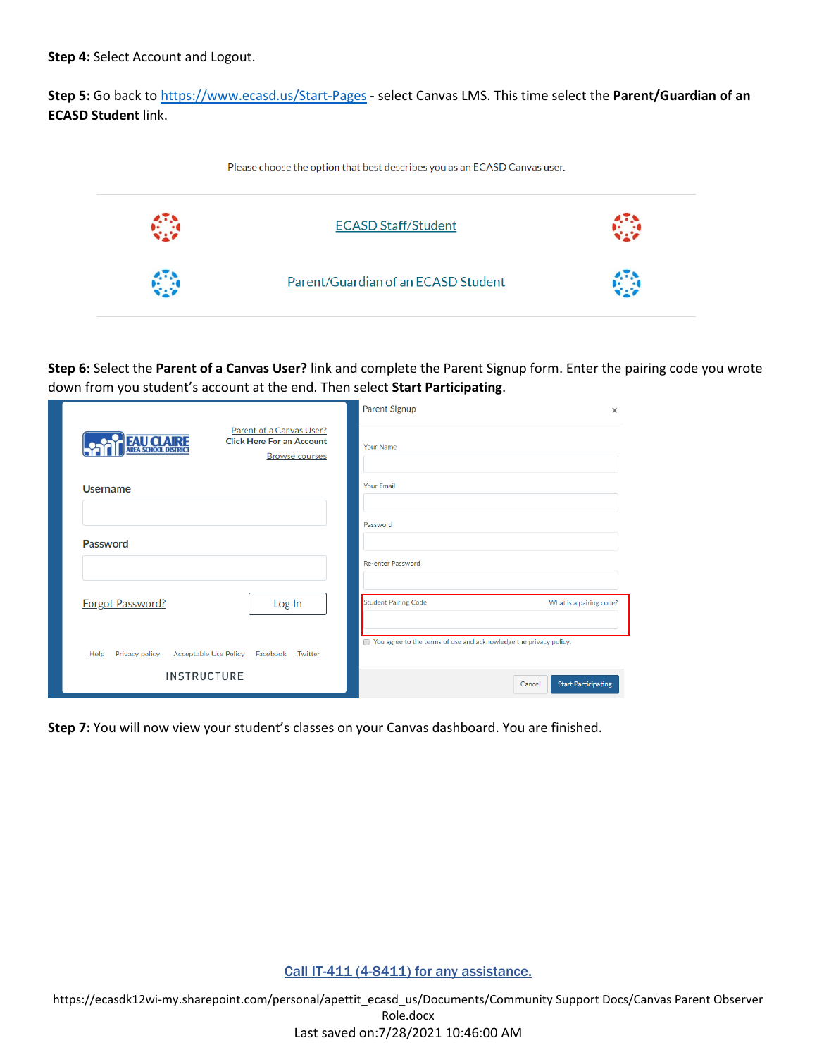**Step 4:** Select Account and Logout.

**Step 5:** Go back to https://www.ecasd.us/Start-Pages - select Canvas LMS. This time select the **Parent/Guardian of an ECASD Student** link.

Please choose the option that best describes you as an ECASD Canvas user.

ECASD Staff/Student

Parent/Guardian of an ECASD Student

**Step 6:** Select the **Parent of a Canvas User?** link and complete the Parent Signup form. Enter the pairing code you wrote down from you student's account at the end. Then select **Start Participating**.

Parent of a Canvas User?
Click Here For an Account
Browse courses

Username

Password

Forgot Password? Log In

Help Privacy policy Acceptable Use Policy Facebook Twitter

INSTRUCTURE

Parent Signup

Your Name

Your Email

Password

Re-enter Password

Student Pairing Code What is a pairing code?

You agree to the terms of use and acknowledge the privacy policy.

Cancel Start Participating

**Step 7:** You will now view your student's classes on your Canvas dashboard. You are finished.

Call IT-411 (4-8411) for any assistance.

https://ecasdk12wi-my.sharepoint.com/personal/apettit_ecasd_us/Documents/Community Support Docs/Canvas Parent Observer Role.docx
Last saved on:7/28/2021 10:46:00 AM